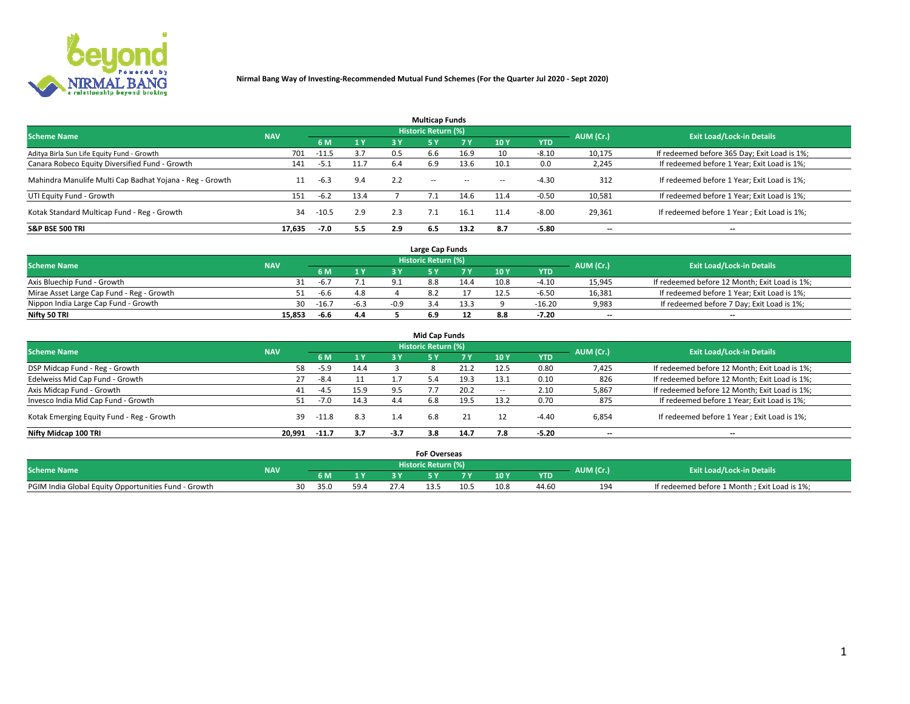# Nirmal Bang Way of Investing-Recommended Mutual Fund Schemes (For the Quarter Jul 2020 - Sept 2020)

## Multicap Funds

| Scheme Name | NAV | Historic Return (%) | | | | | | | AUM (Cr.) | Exit Load/Lock-in Details |
|---|---|---|---|---|---|---|---|---|---|---|
| | | 6 M | 1 Y | 3 Y | 5 Y | 7 Y | 10 Y | YTD | | |
| Aditya Birla Sun Life Equity Fund - Growth | 701 | -11.5 | 3.7 | 0.5 | 6.6 | 16.9 | 10 | -8.10 | 10,175 | If redeemed before 365 Day; Exit Load is 1%; |
| Canara Robeco Equity Diversified Fund - Growth | 141 | -5.1 | 11.7 | 6.4 | 6.9 | 13.6 | 10.1 | 0.0 | 2,245 | If redeemed before 1 Year; Exit Load is 1%; |
| Mahindra Manulife Multi Cap Badhat Yojana - Reg - Growth | 11 | -6.3 | 9.4 | 2.2 | -- | -- | -- | -4.30 | 312 | If redeemed before 1 Year; Exit Load is 1%; |
| UTI Equity Fund - Growth | 151 | -6.2 | 13.4 | 7 | 7.1 | 14.6 | 11.4 | -0.50 | 10,581 | If redeemed before 1 Year; Exit Load is 1%; |
| Kotak Standard Multicap Fund - Reg - Growth | 34 | -10.5 | 2.9 | 2.3 | 7.1 | 16.1 | 11.4 | -8.00 | 29,361 | If redeemed before 1 Year ; Exit Load is 1%; |
| **S&P BSE 500 TRI** | **17,635** | **-7.0** | **5.5** | **2.9** | **6.5** | **13.2** | **8.7** | **-5.80** | **--** | **--** |

## Large Cap Funds

| Scheme Name | NAV | Historic Return (%) | | | | | | | AUM (Cr.) | Exit Load/Lock-in Details |
|---|---|---|---|---|---|---|---|---|---|---|
| | | 6 M | 1 Y | 3 Y | 5 Y | 7 Y | 10 Y | YTD | | |
| Axis Bluechip Fund - Growth | 31 | -6.7 | 7.1 | 9.1 | 8.8 | 14.4 | 10.8 | -4.10 | 15,945 | If redeemed before 12 Month; Exit Load is 1%; |
| Mirae Asset Large Cap Fund - Reg - Growth | 51 | -6.6 | 4.8 | 4 | 8.2 | 17 | 12.5 | -6.50 | 16,381 | If redeemed before 1 Year; Exit Load is 1%; |
| Nippon India Large Cap Fund - Growth | 30 | -16.7 | -6.3 | -0.9 | 3.4 | 13.3 | 9 | -16.20 | 9,983 | If redeemed before 7 Day; Exit Load is 1%; |
| **Nifty 50 TRI** | **15,853** | **-6.6** | **4.4** | **5** | **6.9** | **12** | **8.8** | **-7.20** | **--** | **--** |

## Mid Cap Funds

| Scheme Name | NAV | Historic Return (%) | | | | | | | AUM (Cr.) | Exit Load/Lock-in Details |
|---|---|---|---|---|---|---|---|---|---|---|
| | | 6 M | 1 Y | 3 Y | 5 Y | 7 Y | 10 Y | YTD | | |
| DSP Midcap Fund - Reg - Growth | 58 | -5.9 | 14.4 | 3 | 8 | 21.2 | 12.5 | 0.80 | 7,425 | If redeemed before 12 Month; Exit Load is 1%; |
| Edelweiss Mid Cap Fund - Growth | 27 | -8.4 | 11 | 1.7 | 5.4 | 19.3 | 13.1 | 0.10 | 826 | If redeemed before 12 Month; Exit Load is 1%; |
| Axis Midcap Fund - Growth | 41 | -4.5 | 15.9 | 9.5 | 7.7 | 20.2 | -- | 2.10 | 5,867 | If redeemed before 12 Month; Exit Load is 1%; |
| Invesco India Mid Cap Fund - Growth | 51 | -7.0 | 14.3 | 4.4 | 6.8 | 19.5 | 13.2 | 0.70 | 875 | If redeemed before 1 Year; Exit Load is 1%; |
| Kotak Emerging Equity Fund - Reg - Growth | 39 | -11.8 | 8.3 | 1.4 | 6.8 | 21 | 12 | -4.40 | 6,854 | If redeemed before 1 Year ; Exit Load is 1%; |
| **Nifty Midcap 100 TRI** | **20,991** | **-11.7** | **3.7** | **-3.7** | **3.8** | **14.7** | **7.8** | **-5.20** | **--** | **--** |

## FoF Overseas

| Scheme Name | NAV | Historic Return (%) | | | | | | | AUM (Cr.) | Exit Load/Lock-in Details |
|---|---|---|---|---|---|---|---|---|---|---|
| | | 6 M | 1 Y | 3 Y | 5 Y | 7 Y | 10 Y | YTD | | |
| PGIM India Global Equity Opportunities Fund - Growth | 30 | 35.0 | 59.4 | 27.4 | 13.5 | 10.5 | 10.8 | 44.60 | 194 | If redeemed before 1 Month ; Exit Load is 1%; |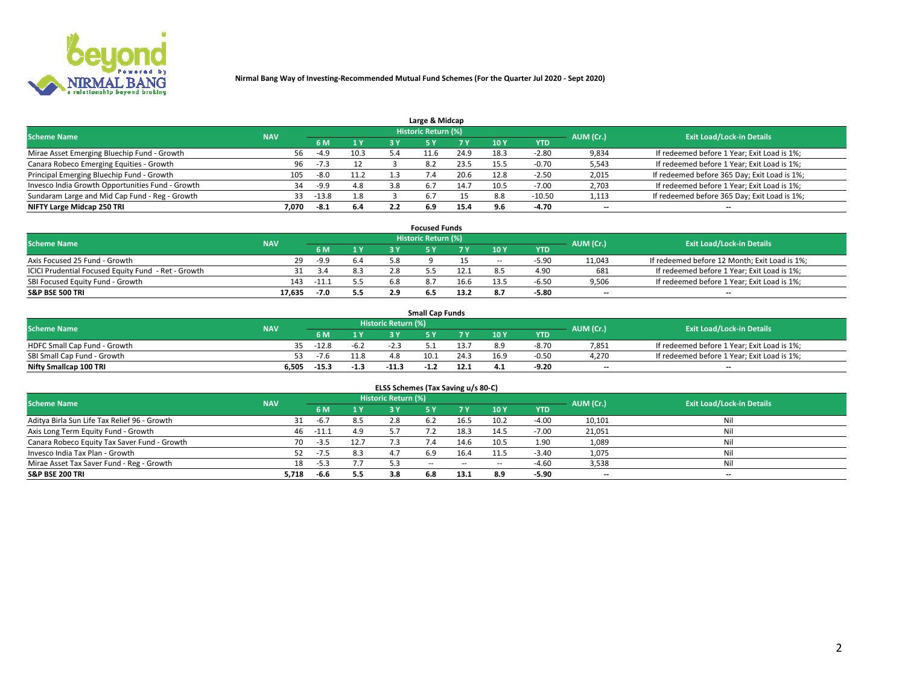**Nirmal Bang Way of Investing-Recommended Mutual Fund Schemes (For the Quarter Jul 2020 - Sept 2020)**

### Large & Midcap

| Scheme Name | NAV | Historic Return (%) | | | | | | | AUM (Cr.) | Exit Load/Lock-in Details |
|---|---|---|---|---|---|---|---|---|---|---|
| | | 6 M | 1 Y | 3 Y | 5 Y | 7 Y | 10 Y | YTD | | |
| Mirae Asset Emerging Bluechip Fund - Growth | 56 | -4.9 | 10.3 | 5.4 | 11.6 | 24.9 | 18.3 | -2.80 | 9,834 | If redeemed before 1 Year; Exit Load is 1%; |
| Canara Robeco Emerging Equities - Growth | 96 | -7.3 | 12 | 3 | 8.2 | 23.5 | 15.5 | -0.70 | 5,543 | If redeemed before 1 Year; Exit Load is 1%; |
| Principal Emerging Bluechip Fund - Growth | 105 | -8.0 | 11.2 | 1.3 | 7.4 | 20.6 | 12.8 | -2.50 | 2,015 | If redeemed before 365 Day; Exit Load is 1%; |
| Invesco India Growth Opportunities Fund - Growth | 34 | -9.9 | 4.8 | 3.8 | 6.7 | 14.7 | 10.5 | -7.00 | 2,703 | If redeemed before 1 Year; Exit Load is 1%; |
| Sundaram Large and Mid Cap Fund - Reg - Growth | 33 | -13.8 | 1.8 | 3 | 6.7 | 15 | 8.8 | -10.50 | 1,113 | If redeemed before 365 Day; Exit Load is 1%; |
| **NIFTY Large Midcap 250 TRI** | **7,070** | **-8.1** | **6.4** | **2.2** | **6.9** | **15.4** | **9.6** | **-4.70** | **--** | **--** |

### Focused Funds

| Scheme Name | NAV | Historic Return (%) | | | | | | | AUM (Cr.) | Exit Load/Lock-in Details |
|---|---|---|---|---|---|---|---|---|---|---|
| | | 6 M | 1 Y | 3 Y | 5 Y | 7 Y | 10 Y | YTD | | |
| Axis Focused 25 Fund - Growth | 29 | -9.9 | 6.4 | 5.8 | 9 | 15 | -- | -5.90 | 11,043 | If redeemed before 12 Month; Exit Load is 1%; |
| ICICI Prudential Focused Equity Fund - Ret - Growth | 31 | 3.4 | 8.3 | 2.8 | 5.5 | 12.1 | 8.5 | 4.90 | 681 | If redeemed before 1 Year; Exit Load is 1%; |
| SBI Focused Equity Fund - Growth | 143 | -11.1 | 5.5 | 6.8 | 8.7 | 16.6 | 13.5 | -6.50 | 9,506 | If redeemed before 1 Year; Exit Load is 1%; |
| **S&P BSE 500 TRI** | **17,635** | **-7.0** | **5.5** | **2.9** | **6.5** | **13.2** | **8.7** | **-5.80** | **--** | **--** |

### Small Cap Funds

| Scheme Name | NAV | Historic Return (%) | | | | | | | AUM (Cr.) | Exit Load/Lock-in Details |
|---|---|---|---|---|---|---|---|---|---|---|
| | | 6 M | 1 Y | 3 Y | 5 Y | 7 Y | 10 Y | YTD | | |
| HDFC Small Cap Fund - Growth | 35 | -12.8 | -6.2 | -2.3 | 5.1 | 13.7 | 8.9 | -8.70 | 7,851 | If redeemed before 1 Year; Exit Load is 1%; |
| SBI Small Cap Fund - Growth | 53 | -7.6 | 11.8 | 4.8 | 10.1 | 24.3 | 16.9 | -0.50 | 4,270 | If redeemed before 1 Year; Exit Load is 1%; |
| **Nifty Smallcap 100 TRI** | **6,505** | **-15.3** | **-1.3** | **-11.3** | **-1.2** | **12.1** | **4.1** | **-9.20** | **--** | **--** |

### ELSS Schemes (Tax Saving u/s 80-C)

| Scheme Name | NAV | Historic Return (%) | | | | | | | AUM (Cr.) | Exit Load/Lock-in Details |
|---|---|---|---|---|---|---|---|---|---|---|
| | | 6 M | 1 Y | 3 Y | 5 Y | 7 Y | 10 Y | YTD | | |
| Aditya Birla Sun Life Tax Relief 96 - Growth | 31 | -6.7 | 8.5 | 2.8 | 6.2 | 16.5 | 10.2 | -4.00 | 10,101 | Nil |
| Axis Long Term Equity Fund - Growth | 46 | -11.1 | 4.9 | 5.7 | 7.2 | 18.3 | 14.5 | -7.00 | 21,051 | Nil |
| Canara Robeco Equity Tax Saver Fund - Growth | 70 | -3.5 | 12.7 | 7.3 | 7.4 | 14.6 | 10.5 | 1.90 | 1,089 | Nil |
| Invesco India Tax Plan - Growth | 52 | -7.5 | 8.3 | 4.7 | 6.9 | 16.4 | 11.5 | -3.40 | 1,075 | Nil |
| Mirae Asset Tax Saver Fund - Reg - Growth | 18 | -5.3 | 7.7 | 5.3 | -- | -- | -- | -4.60 | 3,538 | Nil |
| **S&P BSE 200 TRI** | **5,718** | **-6.6** | **5.5** | **3.8** | **6.8** | **13.1** | **8.9** | **-5.90** | **--** | **--** |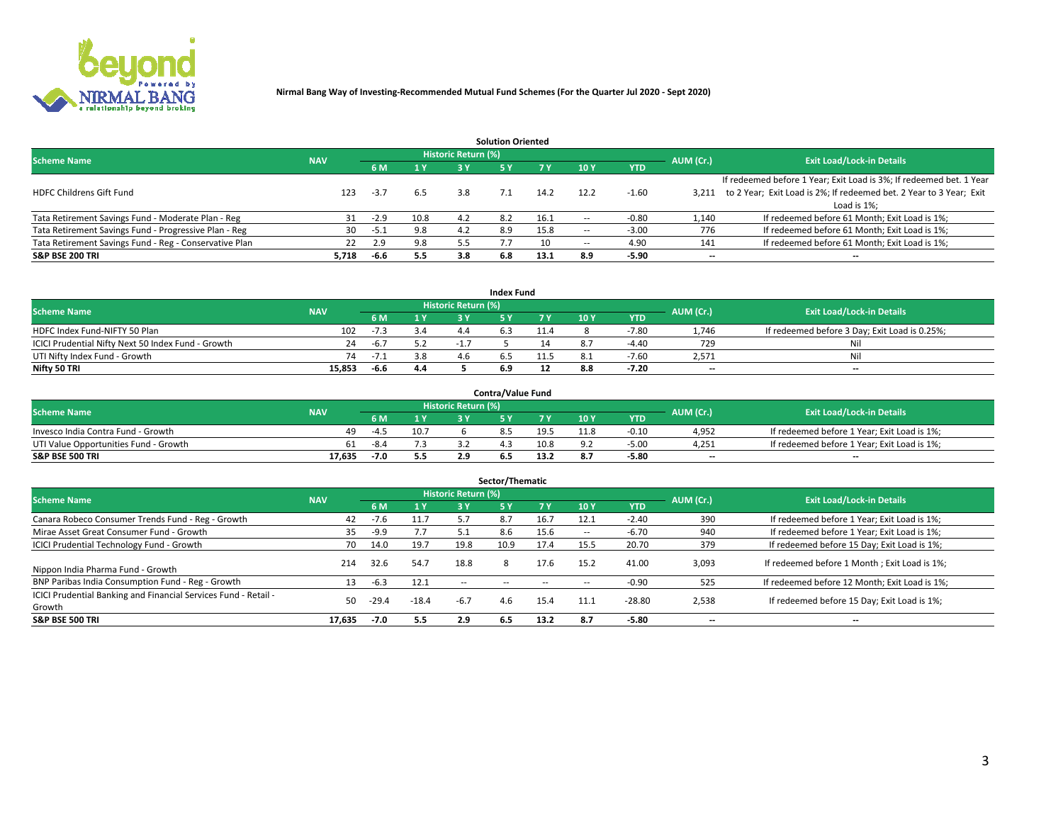**Nirmal Bang Way of Investing-Recommended Mutual Fund Schemes (For the Quarter Jul 2020 - Sept 2020)**

## Solution Oriented

| Scheme Name | NAV | Historic Return (%) | | | | | | | AUM (Cr.) | Exit Load/Lock-in Details |
|---|---|---|---|---|---|---|---|---|---|---|
| | | 6 M | 1 Y | 3 Y | 5 Y | 7 Y | 10 Y | YTD | | |
| HDFC Childrens Gift Fund | 123 | -3.7 | 6.5 | 3.8 | 7.1 | 14.2 | 12.2 | -1.60 | 3,211 | If redeemed before 1 Year; Exit Load is 3%; If redeemed bet. 1 Year to 2 Year; Exit Load is 2%; If redeemed bet. 2 Year to 3 Year; Exit Load is 1%; |
| Tata Retirement Savings Fund - Moderate Plan - Reg | 31 | -2.9 | 10.8 | 4.2 | 8.2 | 16.1 | -- | -0.80 | 1,140 | If redeemed before 61 Month; Exit Load is 1%; |
| Tata Retirement Savings Fund - Progressive Plan - Reg | 30 | -5.1 | 9.8 | 4.2 | 8.9 | 15.8 | -- | -3.00 | 776 | If redeemed before 61 Month; Exit Load is 1%; |
| Tata Retirement Savings Fund - Reg - Conservative Plan | 22 | 2.9 | 9.8 | 5.5 | 7.7 | 10 | -- | 4.90 | 141 | If redeemed before 61 Month; Exit Load is 1%; |
| **S&P BSE 200 TRI** | **5,718** | **-6.6** | **5.5** | **3.8** | **6.8** | **13.1** | **8.9** | **-5.90** | **--** | **--** |

## Index Fund

| Scheme Name | NAV | Historic Return (%) | | | | | | | AUM (Cr.) | Exit Load/Lock-in Details |
|---|---|---|---|---|---|---|---|---|---|---|
| | | 6 M | 1 Y | 3 Y | 5 Y | 7 Y | 10 Y | YTD | | |
| HDFC Index Fund-NIFTY 50 Plan | 102 | -7.3 | 3.4 | 4.4 | 6.3 | 11.4 | 8 | -7.80 | 1,746 | If redeemed before 3 Day; Exit Load is 0.25%; |
| ICICI Prudential Nifty Next 50 Index Fund - Growth | 24 | -6.7 | 5.2 | -1.7 | 5 | 14 | 8.7 | -4.40 | 729 | Nil |
| UTI Nifty Index Fund - Growth | 74 | -7.1 | 3.8 | 4.6 | 6.5 | 11.5 | 8.1 | -7.60 | 2,571 | Nil |
| **Nifty 50 TRI** | **15,853** | **-6.6** | **4.4** | **5** | **6.9** | **12** | **8.8** | **-7.20** | **--** | **--** |

## Contra/Value Fund

| Scheme Name | NAV | Historic Return (%) | | | | | | | AUM (Cr.) | Exit Load/Lock-in Details |
|---|---|---|---|---|---|---|---|---|---|---|
| | | 6 M | 1 Y | 3 Y | 5 Y | 7 Y | 10 Y | YTD | | |
| Invesco India Contra Fund - Growth | 49 | -4.5 | 10.7 | 6 | 8.5 | 19.5 | 11.8 | -0.10 | 4,952 | If redeemed before 1 Year; Exit Load is 1%; |
| UTI Value Opportunities Fund - Growth | 61 | -8.4 | 7.3 | 3.2 | 4.3 | 10.8 | 9.2 | -5.00 | 4,251 | If redeemed before 1 Year; Exit Load is 1%; |
| **S&P BSE 500 TRI** | **17,635** | **-7.0** | **5.5** | **2.9** | **6.5** | **13.2** | **8.7** | **-5.80** | **--** | **--** |

## Sector/Thematic

| Scheme Name | NAV | Historic Return (%) | | | | | | | AUM (Cr.) | Exit Load/Lock-in Details |
|---|---|---|---|---|---|---|---|---|---|---|
| | | 6 M | 1 Y | 3 Y | 5 Y | 7 Y | 10 Y | YTD | | |
| Canara Robeco Consumer Trends Fund - Reg - Growth | 42 | -7.6 | 11.7 | 5.7 | 8.7 | 16.7 | 12.1 | -2.40 | 390 | If redeemed before 1 Year; Exit Load is 1%; |
| Mirae Asset Great Consumer Fund - Growth | 35 | -9.9 | 7.7 | 5.1 | 8.6 | 15.6 | -- | -6.70 | 940 | If redeemed before 1 Year; Exit Load is 1%; |
| ICICI Prudential Technology Fund - Growth | 70 | 14.0 | 19.7 | 19.8 | 10.9 | 17.4 | 15.5 | 20.70 | 379 | If redeemed before 15 Day; Exit Load is 1%; |
| Nippon India Pharma Fund - Growth | 214 | 32.6 | 54.7 | 18.8 | 8 | 17.6 | 15.2 | 41.00 | 3,093 | If redeemed before 1 Month ; Exit Load is 1%; |
| BNP Paribas India Consumption Fund - Reg - Growth | 13 | -6.3 | 12.1 | -- | -- | -- | -- | -0.90 | 525 | If redeemed before 12 Month; Exit Load is 1%; |
| ICICI Prudential Banking and Financial Services Fund - Retail - Growth | 50 | -29.4 | -18.4 | -6.7 | 4.6 | 15.4 | 11.1 | -28.80 | 2,538 | If redeemed before 15 Day; Exit Load is 1%; |
| **S&P BSE 500 TRI** | **17,635** | **-7.0** | **5.5** | **2.9** | **6.5** | **13.2** | **8.7** | **-5.80** | **--** | **--** |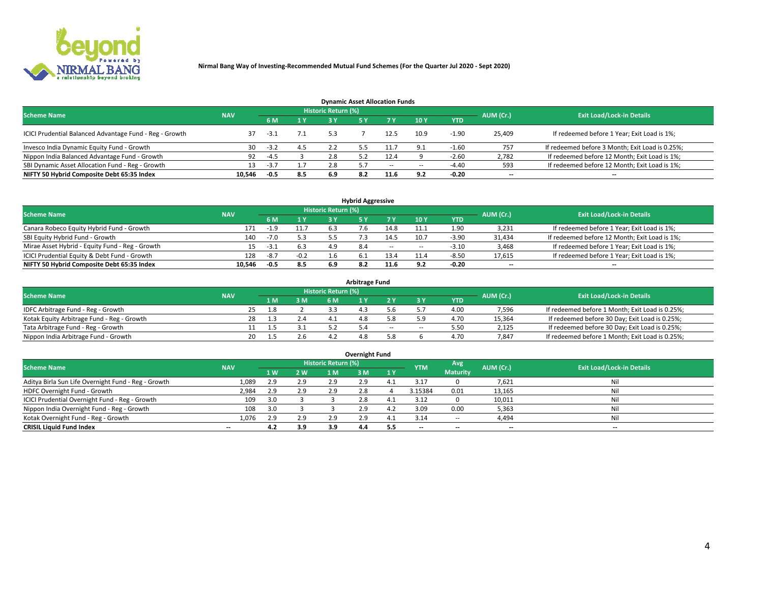Nirmal Bang Way of Investing-Recommended Mutual Fund Schemes (For the Quarter Jul 2020 - Sept 2020)

## Dynamic Asset Allocation Funds

| Scheme Name | NAV | Historic Return (%) | | | | | | | AUM (Cr.) | Exit Load/Lock-in Details |
|---|---|---|---|---|---|---|---|---|---|---|
| | | 6 M | 1 Y | 3 Y | 5 Y | 7 Y | 10 Y | YTD | | |
| ICICI Prudential Balanced Advantage Fund - Reg - Growth | 37 | -3.1 | 7.1 | 5.3 | 7 | 12.5 | 10.9 | -1.90 | 25,409 | If redeemed before 1 Year; Exit Load is 1%; |
| Invesco India Dynamic Equity Fund - Growth | 30 | -3.2 | 4.5 | 2.2 | 5.5 | 11.7 | 9.1 | -1.60 | 757 | If redeemed before 3 Month; Exit Load is 0.25%; |
| Nippon India Balanced Advantage Fund - Growth | 92 | -4.5 | 3 | 2.8 | 5.2 | 12.4 | 9 | -2.60 | 2,782 | If redeemed before 12 Month; Exit Load is 1%; |
| SBI Dynamic Asset Allocation Fund - Reg - Growth | 13 | -3.7 | 1.7 | 2.8 | 5.7 | -- | -- | -4.40 | 593 | If redeemed before 12 Month; Exit Load is 1%; |
| **NIFTY 50 Hybrid Composite Debt 65:35 Index** | **10,546** | **-0.5** | **8.5** | **6.9** | **8.2** | **11.6** | **9.2** | **-0.20** | **--** | **--** |

## Hybrid Aggressive

| Scheme Name | NAV | Historic Return (%) | | | | | | | AUM (Cr.) | Exit Load/Lock-in Details |
|---|---|---|---|---|---|---|---|---|---|---|
| | | 6 M | 1 Y | 3 Y | 5 Y | 7 Y | 10 Y | YTD | | |
| Canara Robeco Equity Hybrid Fund - Growth | 171 | -1.9 | 11.7 | 6.3 | 7.6 | 14.8 | 11.1 | 1.90 | 3,231 | If redeemed before 1 Year; Exit Load is 1%; |
| SBI Equity Hybrid Fund - Growth | 140 | -7.0 | 5.3 | 5.5 | 7.3 | 14.5 | 10.7 | -3.90 | 31,434 | If redeemed before 12 Month; Exit Load is 1%; |
| Mirae Asset Hybrid - Equity Fund - Reg - Growth | 15 | -3.1 | 6.3 | 4.9 | 8.4 | -- | -- | -3.10 | 3,468 | If redeemed before 1 Year; Exit Load is 1%; |
| ICICI Prudential Equity & Debt Fund - Growth | 128 | -8.7 | -0.2 | 1.6 | 6.1 | 13.4 | 11.4 | -8.50 | 17,615 | If redeemed before 1 Year; Exit Load is 1%; |
| **NIFTY 50 Hybrid Composite Debt 65:35 Index** | **10,546** | **-0.5** | **8.5** | **6.9** | **8.2** | **11.6** | **9.2** | **-0.20** | **--** | **--** |

## Arbitrage Fund

| Scheme Name | NAV | Historic Return (%) | | | | | | | AUM (Cr.) | Exit Load/Lock-in Details |
|---|---|---|---|---|---|---|---|---|---|---|
| | | 1 M | 3 M | 6 M | 1 Y | 2 Y | 3 Y | YTD | | |
| IDFC Arbitrage Fund - Reg - Growth | 25 | 1.8 | 2 | 3.3 | 4.3 | 5.6 | 5.7 | 4.00 | 7,596 | If redeemed before 1 Month; Exit Load is 0.25%; |
| Kotak Equity Arbitrage Fund - Reg - Growth | 28 | 1.3 | 2.4 | 4.1 | 4.8 | 5.8 | 5.9 | 4.70 | 15,364 | If redeemed before 30 Day; Exit Load is 0.25%; |
| Tata Arbitrage Fund - Reg - Growth | 11 | 1.5 | 3.1 | 5.2 | 5.4 | -- | -- | 5.50 | 2,125 | If redeemed before 30 Day; Exit Load is 0.25%; |
| Nippon India Arbitrage Fund - Growth | 20 | 1.5 | 2.6 | 4.2 | 4.8 | 5.8 | 6 | 4.70 | 7,847 | If redeemed before 1 Month; Exit Load is 0.25%; |

## Overnight Fund

| Scheme Name | NAV | Historic Return (%) | | | | | YTM | Avg Maturity | AUM (Cr.) | Exit Load/Lock-in Details |
|---|---|---|---|---|---|---|---|---|---|---|
| | | 1 W | 2 W | 1 M | 3 M | 1 Y | | | | |
| Aditya Birla Sun Life Overnight Fund - Reg - Growth | 1,089 | 2.9 | 2.9 | 2.9 | 2.9 | 4.1 | 3.17 | 0 | 7,621 | Nil |
| HDFC Overnight Fund - Growth | 2,984 | 2.9 | 2.9 | 2.9 | 2.8 | 4 | 3.15384 | 0.01 | 13,165 | Nil |
| ICICI Prudential Overnight Fund - Reg - Growth | 109 | 3.0 | 3 | 3 | 2.8 | 4.1 | 3.12 | 0 | 10,011 | Nil |
| Nippon India Overnight Fund - Reg - Growth | 108 | 3.0 | 3 | 3 | 2.9 | 4.2 | 3.09 | 0.00 | 5,363 | Nil |
| Kotak Overnight Fund - Reg - Growth | 1,076 | 2.9 | 2.9 | 2.9 | 2.9 | 4.1 | 3.14 | -- | 4,494 | Nil |
| **CRISIL Liquid Fund Index** | **--** | **4.2** | **3.9** | **3.9** | **4.4** | **5.5** | **--** | **--** | **--** | **--** |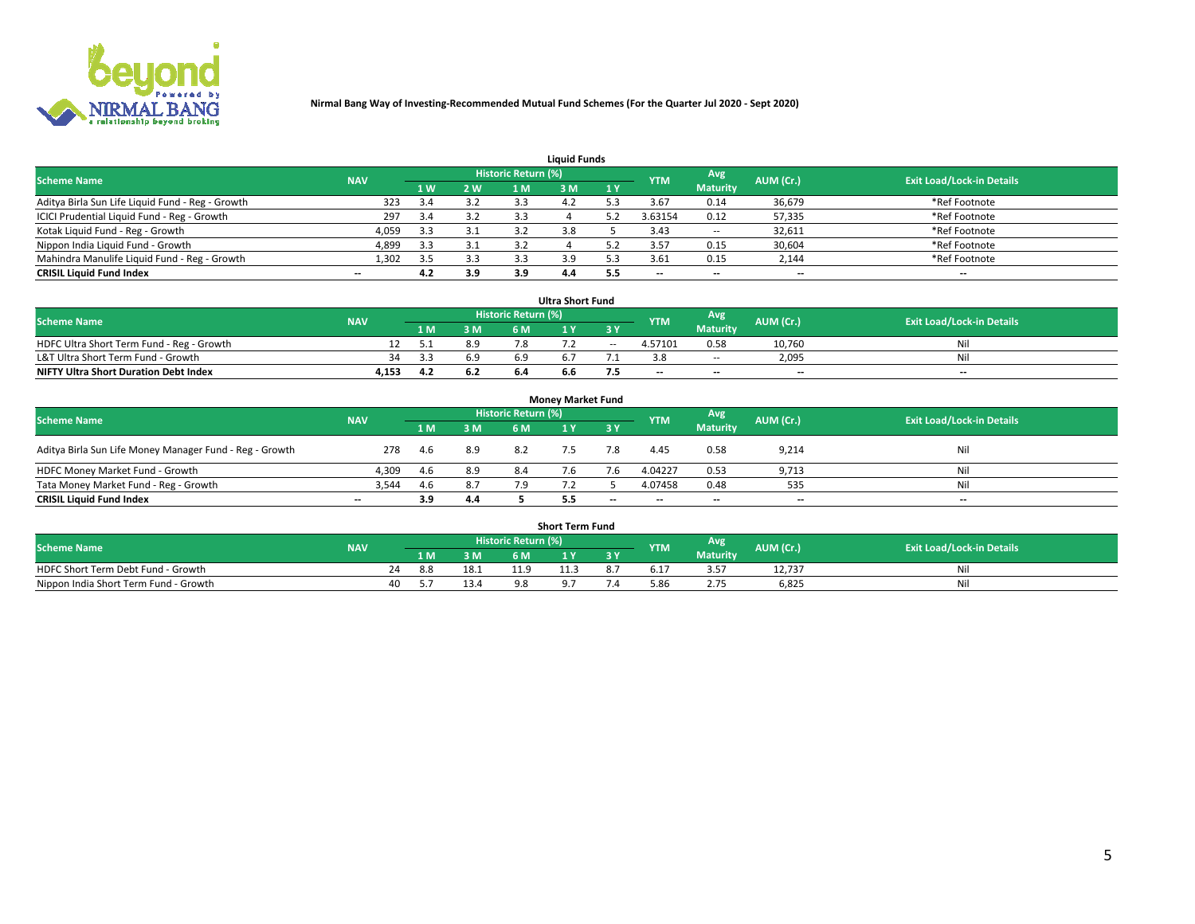**Nirmal Bang Way of Investing-Recommended Mutual Fund Schemes (For the Quarter Jul 2020 - Sept 2020)**

## Liquid Funds

| Scheme Name | NAV | Historic Return (%) | | | | | YTM | Avg Maturity | AUM (Cr.) | Exit Load/Lock-in Details |
|---|---|---|---|---|---|---|---|---|---|---|
| | | 1 W | 2 W | 1 M | 3 M | 1 Y | | | | |
| Aditya Birla Sun Life Liquid Fund - Reg - Growth | 323 | 3.4 | 3.2 | 3.3 | 4.2 | 5.3 | 3.67 | 0.14 | 36,679 | *Ref Footnote |
| ICICI Prudential Liquid Fund - Reg - Growth | 297 | 3.4 | 3.2 | 3.3 | 4 | 5.2 | 3.63154 | 0.12 | 57,335 | *Ref Footnote |
| Kotak Liquid Fund - Reg - Growth | 4,059 | 3.3 | 3.1 | 3.2 | 3.8 | 5 | 3.43 | -- | 32,611 | *Ref Footnote |
| Nippon India Liquid Fund - Growth | 4,899 | 3.3 | 3.1 | 3.2 | 4 | 5.2 | 3.57 | 0.15 | 30,604 | *Ref Footnote |
| Mahindra Manulife Liquid Fund - Reg - Growth | 1,302 | 3.5 | 3.3 | 3.3 | 3.9 | 5.3 | 3.61 | 0.15 | 2,144 | *Ref Footnote |
| **CRISIL Liquid Fund Index** | -- | **4.2** | **3.9** | **3.9** | **4.4** | **5.5** | -- | -- | -- | -- |

## Ultra Short Fund

| Scheme Name | NAV | Historic Return (%) | | | | | YTM | Avg Maturity | AUM (Cr.) | Exit Load/Lock-in Details |
|---|---|---|---|---|---|---|---|---|---|---|
| | | 1 M | 3 M | 6 M | 1 Y | 3 Y | | | | |
| HDFC Ultra Short Term Fund - Reg - Growth | 12 | 5.1 | 8.9 | 7.8 | 7.2 | -- | 4.57101 | 0.58 | 10,760 | Nil |
| L&T Ultra Short Term Fund - Growth | 34 | 3.3 | 6.9 | 6.9 | 6.7 | 7.1 | 3.8 | -- | 2,095 | Nil |
| **NIFTY Ultra Short Duration Debt Index** | **4,153** | **4.2** | **6.2** | **6.4** | **6.6** | **7.5** | -- | -- | -- | -- |

## Money Market Fund

| Scheme Name | NAV | Historic Return (%) | | | | | YTM | Avg Maturity | AUM (Cr.) | Exit Load/Lock-in Details |
|---|---|---|---|---|---|---|---|---|---|---|
| | | 1 M | 3 M | 6 M | 1 Y | 3 Y | | | | |
| Aditya Birla Sun Life Money Manager Fund - Reg - Growth | 278 | 4.6 | 8.9 | 8.2 | 7.5 | 7.8 | 4.45 | 0.58 | 9,214 | Nil |
| HDFC Money Market Fund - Growth | 4,309 | 4.6 | 8.9 | 8.4 | 7.6 | 7.6 | 4.04227 | 0.53 | 9,713 | Nil |
| Tata Money Market Fund - Reg - Growth | 3,544 | 4.6 | 8.7 | 7.9 | 7.2 | 5 | 4.07458 | 0.48 | 535 | Nil |
| **CRISIL Liquid Fund Index** | -- | **3.9** | **4.4** | **5** | **5.5** | -- | -- | -- | -- | -- |

## Short Term Fund

| Scheme Name | NAV | Historic Return (%) | | | | | YTM | Avg Maturity | AUM (Cr.) | Exit Load/Lock-in Details |
|---|---|---|---|---|---|---|---|---|---|---|
| | | 1 M | 3 M | 6 M | 1 Y | 3 Y | | | | |
| HDFC Short Term Debt Fund - Growth | 24 | 8.8 | 18.1 | 11.9 | 11.3 | 8.7 | 6.17 | 3.57 | 12,737 | Nil |
| Nippon India Short Term Fund - Growth | 40 | 5.7 | 13.4 | 9.8 | 9.7 | 7.4 | 5.86 | 2.75 | 6,825 | Nil |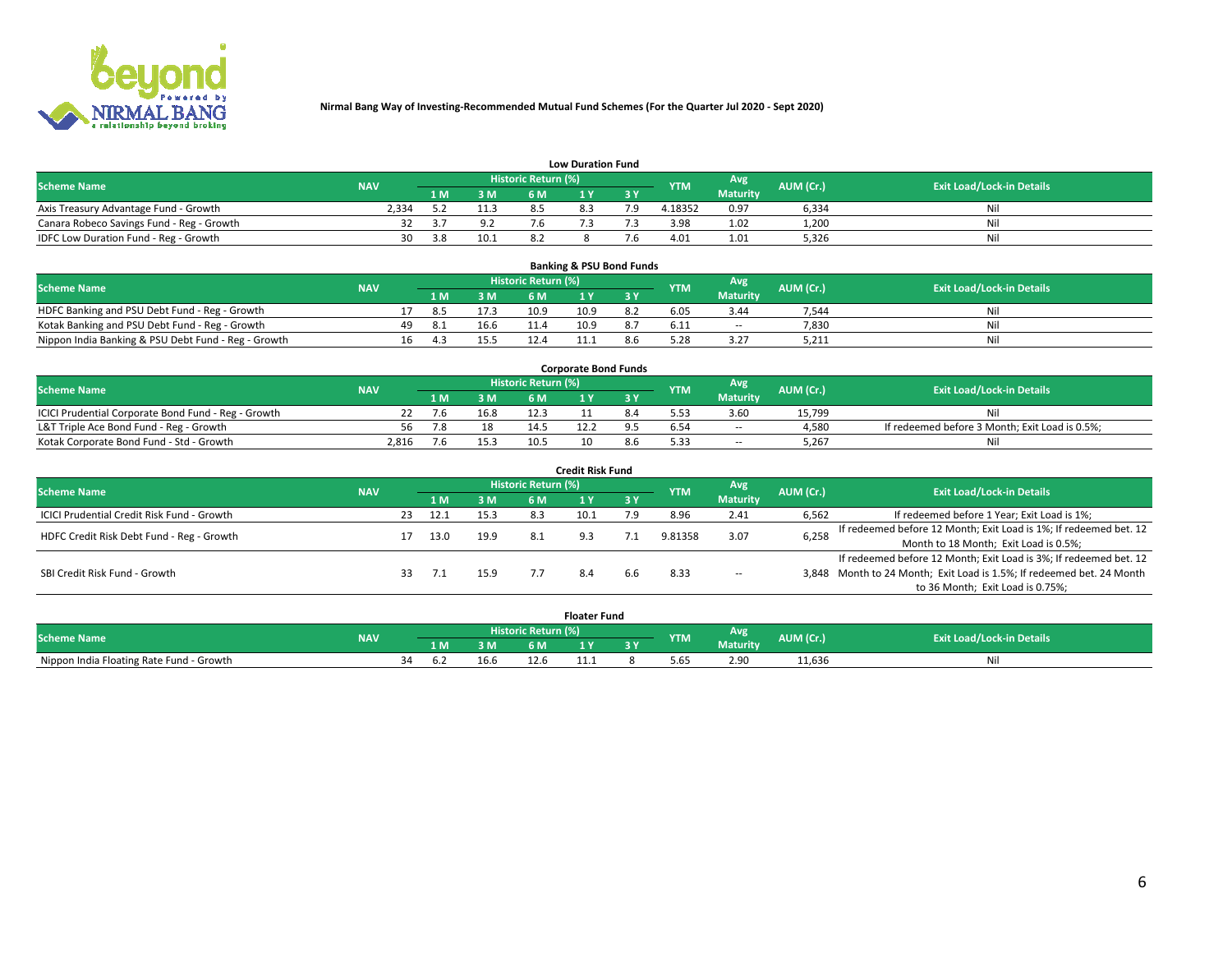**Nirmal Bang Way of Investing-Recommended Mutual Fund Schemes (For the Quarter Jul 2020 - Sept 2020)**

### Low Duration Fund

| Scheme Name | NAV | Historic Return (%) | | | | | YTM | Avg Maturity | AUM (Cr.) | Exit Load/Lock-in Details |
|---|---|---|---|---|---|---|---|---|---|---|
| | | 1 M | 3 M | 6 M | 1 Y | 3 Y | | | | |
| Axis Treasury Advantage Fund - Growth | 2,334 | 5.2 | 11.3 | 8.5 | 8.3 | 7.9 | 4.18352 | 0.97 | 6,334 | Nil |
| Canara Robeco Savings Fund - Reg - Growth | 32 | 3.7 | 9.2 | 7.6 | 7.3 | 7.3 | 3.98 | 1.02 | 1,200 | Nil |
| IDFC Low Duration Fund - Reg - Growth | 30 | 3.8 | 10.1 | 8.2 | 8 | 7.6 | 4.01 | 1.01 | 5,326 | Nil |

### Banking & PSU Bond Funds

| Scheme Name | NAV | Historic Return (%) | | | | | YTM | Avg Maturity | AUM (Cr.) | Exit Load/Lock-in Details |
|---|---|---|---|---|---|---|---|---|---|---|
| | | 1 M | 3 M | 6 M | 1 Y | 3 Y | | | | |
| HDFC Banking and PSU Debt Fund - Reg - Growth | 17 | 8.5 | 17.3 | 10.9 | 10.9 | 8.2 | 6.05 | 3.44 | 7,544 | Nil |
| Kotak Banking and PSU Debt Fund - Reg - Growth | 49 | 8.1 | 16.6 | 11.4 | 10.9 | 8.7 | 6.11 | -- | 7,830 | Nil |
| Nippon India Banking & PSU Debt Fund - Reg - Growth | 16 | 4.3 | 15.5 | 12.4 | 11.1 | 8.6 | 5.28 | 3.27 | 5,211 | Nil |

### Corporate Bond Funds

| Scheme Name | NAV | Historic Return (%) | | | | | YTM | Avg Maturity | AUM (Cr.) | Exit Load/Lock-in Details |
|---|---|---|---|---|---|---|---|---|---|---|
| | | 1 M | 3 M | 6 M | 1 Y | 3 Y | | | | |
| ICICI Prudential Corporate Bond Fund - Reg - Growth | 22 | 7.6 | 16.8 | 12.3 | 11 | 8.4 | 5.53 | 3.60 | 15,799 | Nil |
| L&T Triple Ace Bond Fund - Reg - Growth | 56 | 7.8 | 18 | 14.5 | 12.2 | 9.5 | 6.54 | -- | 4,580 | If redeemed before 3 Month; Exit Load is 0.5%; |
| Kotak Corporate Bond Fund - Std - Growth | 2,816 | 7.6 | 15.3 | 10.5 | 10 | 8.6 | 5.33 | -- | 5,267 | Nil |

### Credit Risk Fund

| Scheme Name | NAV | Historic Return (%) | | | | | YTM | Avg Maturity | AUM (Cr.) | Exit Load/Lock-in Details |
|---|---|---|---|---|---|---|---|---|---|---|
| | | 1 M | 3 M | 6 M | 1 Y | 3 Y | | | | |
| ICICI Prudential Credit Risk Fund - Growth | 23 | 12.1 | 15.3 | 8.3 | 10.1 | 7.9 | 8.96 | 2.41 | 6,562 | If redeemed before 1 Year; Exit Load is 1%; |
| HDFC Credit Risk Debt Fund - Reg - Growth | 17 | 13.0 | 19.9 | 8.1 | 9.3 | 7.1 | 9.81358 | 3.07 | 6,258 | If redeemed before 12 Month; Exit Load is 1%; If redeemed bet. 12 Month to 18 Month; Exit Load is 0.5%; |
| SBI Credit Risk Fund - Growth | 33 | 7.1 | 15.9 | 7.7 | 8.4 | 6.6 | 8.33 | -- | 3,848 | If redeemed before 12 Month; Exit Load is 3%; If redeemed bet. 12 Month to 24 Month; Exit Load is 1.5%; If redeemed bet. 24 Month to 36 Month; Exit Load is 0.75%; |

### Floater Fund

| Scheme Name | NAV | Historic Return (%) | | | | | YTM | Avg Maturity | AUM (Cr.) | Exit Load/Lock-in Details |
|---|---|---|---|---|---|---|---|---|---|---|
| | | 1 M | 3 M | 6 M | 1 Y | 3 Y | | | | |
| Nippon India Floating Rate Fund - Growth | 34 | 6.2 | 16.6 | 12.6 | 11.1 | 8 | 5.65 | 2.90 | 11,636 | Nil |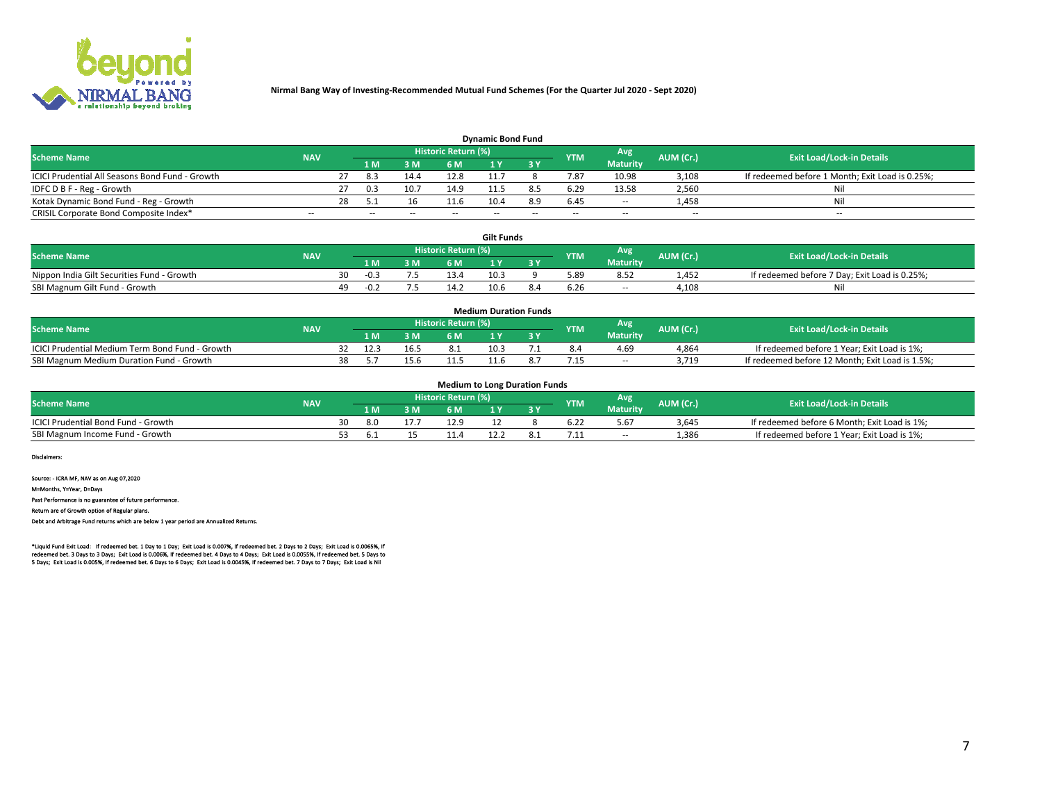**Nirmal Bang Way of Investing-Recommended Mutual Fund Schemes (For the Quarter Jul 2020 - Sept 2020)**

### Dynamic Bond Fund

| Scheme Name | NAV | Historic Return (%) | | | | | YTM | Avg Maturity | AUM (Cr.) | Exit Load/Lock-in Details |
|---|---|---|---|---|---|---|---|---|---|---|
| | | 1 M | 3 M | 6 M | 1 Y | 3 Y | | | | |
| ICICI Prudential All Seasons Bond Fund - Growth | 27 | 8.3 | 14.4 | 12.8 | 11.7 | 8 | 7.87 | 10.98 | 3,108 | If redeemed before 1 Month; Exit Load is 0.25%; |
| IDFC D B F - Reg - Growth | 27 | 0.3 | 10.7 | 14.9 | 11.5 | 8.5 | 6.29 | 13.58 | 2,560 | Nil |
| Kotak Dynamic Bond Fund - Reg - Growth | 28 | 5.1 | 16 | 11.6 | 10.4 | 8.9 | 6.45 | -- | 1,458 | Nil |
| CRISIL Corporate Bond Composite Index* | -- | -- | -- | -- | -- | -- | -- | -- | -- | -- |

### Gilt Funds

| Scheme Name | NAV | Historic Return (%) | | | | | YTM | Avg Maturity | AUM (Cr.) | Exit Load/Lock-in Details |
|---|---|---|---|---|---|---|---|---|---|---|
| | | 1 M | 3 M | 6 M | 1 Y | 3 Y | | | | |
| Nippon India Gilt Securities Fund - Growth | 30 | -0.3 | 7.5 | 13.4 | 10.3 | 9 | 5.89 | 8.52 | 1,452 | If redeemed before 7 Day; Exit Load is 0.25%; |
| SBI Magnum Gilt Fund - Growth | 49 | -0.2 | 7.5 | 14.2 | 10.6 | 8.4 | 6.26 | -- | 4,108 | Nil |

### Medium Duration Funds

| Scheme Name | NAV | Historic Return (%) | | | | | YTM | Avg Maturity | AUM (Cr.) | Exit Load/Lock-in Details |
|---|---|---|---|---|---|---|---|---|---|---|
| | | 1 M | 3 M | 6 M | 1 Y | 3 Y | | | | |
| ICICI Prudential Medium Term Bond Fund - Growth | 32 | 12.3 | 16.5 | 8.1 | 10.3 | 7.1 | 8.4 | 4.69 | 4,864 | If redeemed before 1 Year; Exit Load is 1%; |
| SBI Magnum Medium Duration Fund - Growth | 38 | 5.7 | 15.6 | 11.5 | 11.6 | 8.7 | 7.15 | -- | 3,719 | If redeemed before 12 Month; Exit Load is 1.5%; |

### Medium to Long Duration Funds

| Scheme Name | NAV | Historic Return (%) | | | | | YTM | Avg Maturity | AUM (Cr.) | Exit Load/Lock-in Details |
|---|---|---|---|---|---|---|---|---|---|---|
| | | 1 M | 3 M | 6 M | 1 Y | 3 Y | | | | |
| ICICI Prudential Bond Fund - Growth | 30 | 8.0 | 17.7 | 12.9 | 12 | 8 | 6.22 | 5.67 | 3,645 | If redeemed before 6 Month; Exit Load is 1%; |
| SBI Magnum Income Fund - Growth | 53 | 6.1 | 15 | 11.4 | 12.2 | 8.1 | 7.11 | -- | 1,386 | If redeemed before 1 Year; Exit Load is 1%; |

Disclaimers:

Source: - ICRA MF, NAV as on Aug 07,2020

M=Months, Y=Year, D=Days

Past Performance is no guarantee of future performance.

Return are of Growth option of Regular plans.

Debt and Arbitrage Fund returns which are below 1 year period are Annualized Returns.

*Liquid Fund Exit Load: If redeemed bet. 1 Day to 1 Day; Exit Load is 0.007%, If redeemed bet. 2 Days to 2 Days; Exit Load is 0.0065%, If redeemed bet. 3 Days to 3 Days; Exit Load is 0.006%, If redeemed bet. 4 Days to 4 Days; Exit Load is 0.0055%, If redeemed bet. 5 Days to 5 Days; Exit Load is 0.005%, If redeemed bet. 6 Days to 6 Days; Exit Load is 0.0045%, If redeemed bet. 7 Days to 7 Days; Exit Load is Nil